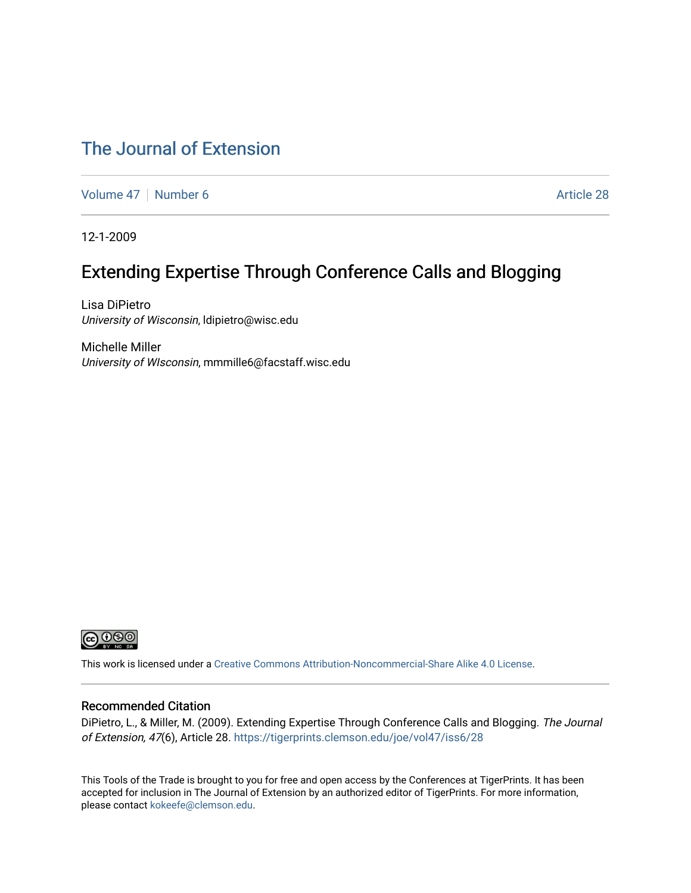# The Journal of Extension

Volume 47 | Number 6 Article 28

12-1-2009

## Extending Expertise Through Conference Calls and Blogging

Lisa DiPietro
*University of Wisconsin*, ldipietro@wisc.edu

Michelle Miller
*University of WIsconsin*, mmmille6@facstaff.wisc.edu

This work is licensed under a Creative Commons Attribution-Noncommercial-Share Alike 4.0 License.

### Recommended Citation

DiPietro, L., & Miller, M. (2009). Extending Expertise Through Conference Calls and Blogging. *The Journal of Extension, 47*(6), Article 28. https://tigerprints.clemson.edu/joe/vol47/iss6/28

This Tools of the Trade is brought to you for free and open access by the Conferences at TigerPrints. It has been accepted for inclusion in The Journal of Extension by an authorized editor of TigerPrints. For more information, please contact kokeefe@clemson.edu.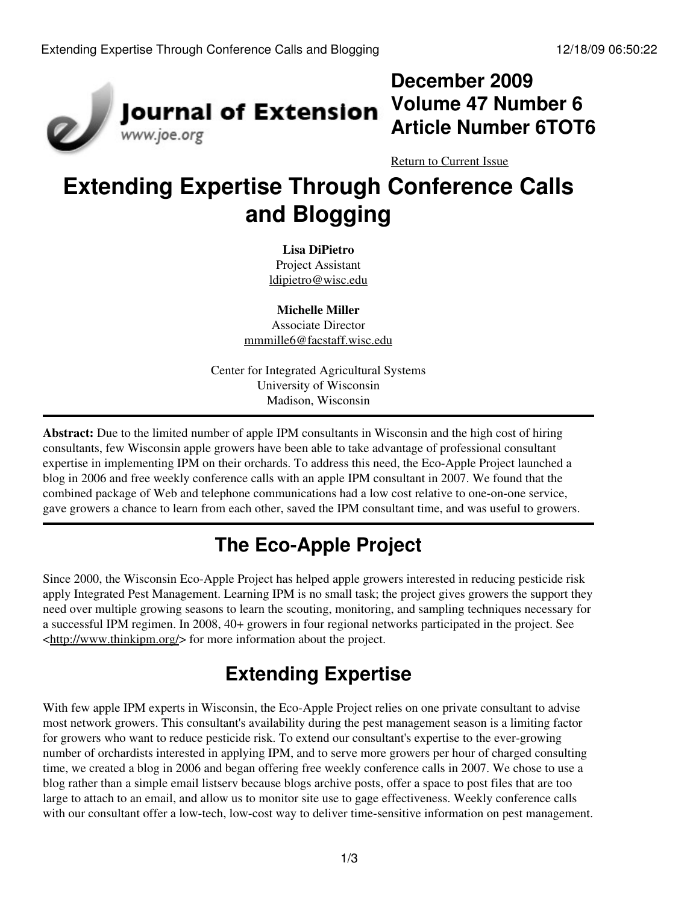# Extending Expertise Through Conference Calls and Blogging

**Lisa DiPietro**
Project Assistant
ldipietro@wisc.edu

**Michelle Miller**
Associate Director
mmmille6@facstaff.wisc.edu

Center for Integrated Agricultural Systems
University of Wisconsin
Madison, Wisconsin

---

**Abstract:** Due to the limited number of apple IPM consultants in Wisconsin and the high cost of hiring consultants, few Wisconsin apple growers have been able to take advantage of professional consultant expertise in implementing IPM on their orchards. To address this need, the Eco-Apple Project launched a blog in 2006 and free weekly conference calls with an apple IPM consultant in 2007. We found that the combined package of Web and telephone communications had a low cost relative to one-on-one service, gave growers a chance to learn from each other, saved the IPM consultant time, and was useful to growers.

---

## The Eco-Apple Project

Since 2000, the Wisconsin Eco-Apple Project has helped apple growers interested in reducing pesticide risk apply Integrated Pest Management. Learning IPM is no small task; the project gives growers the support they need over multiple growing seasons to learn the scouting, monitoring, and sampling techniques necessary for a successful IPM regimen. In 2008, 40+ growers in four regional networks participated in the project. See <http://www.thinkipm.org/> for more information about the project.

## Extending Expertise

With few apple IPM experts in Wisconsin, the Eco-Apple Project relies on one private consultant to advise most network growers. This consultant's availability during the pest management season is a limiting factor for growers who want to reduce pesticide risk. To extend our consultant's expertise to the ever-growing number of orchardists interested in applying IPM, and to serve more growers per hour of charged consulting time, we created a blog in 2006 and began offering free weekly conference calls in 2007. We chose to use a blog rather than a simple email listserv because blogs archive posts, offer a space to post files that are too large to attach to an email, and allow us to monitor site use to gage effectiveness. Weekly conference calls with our consultant offer a low-tech, low-cost way to deliver time-sensitive information on pest management.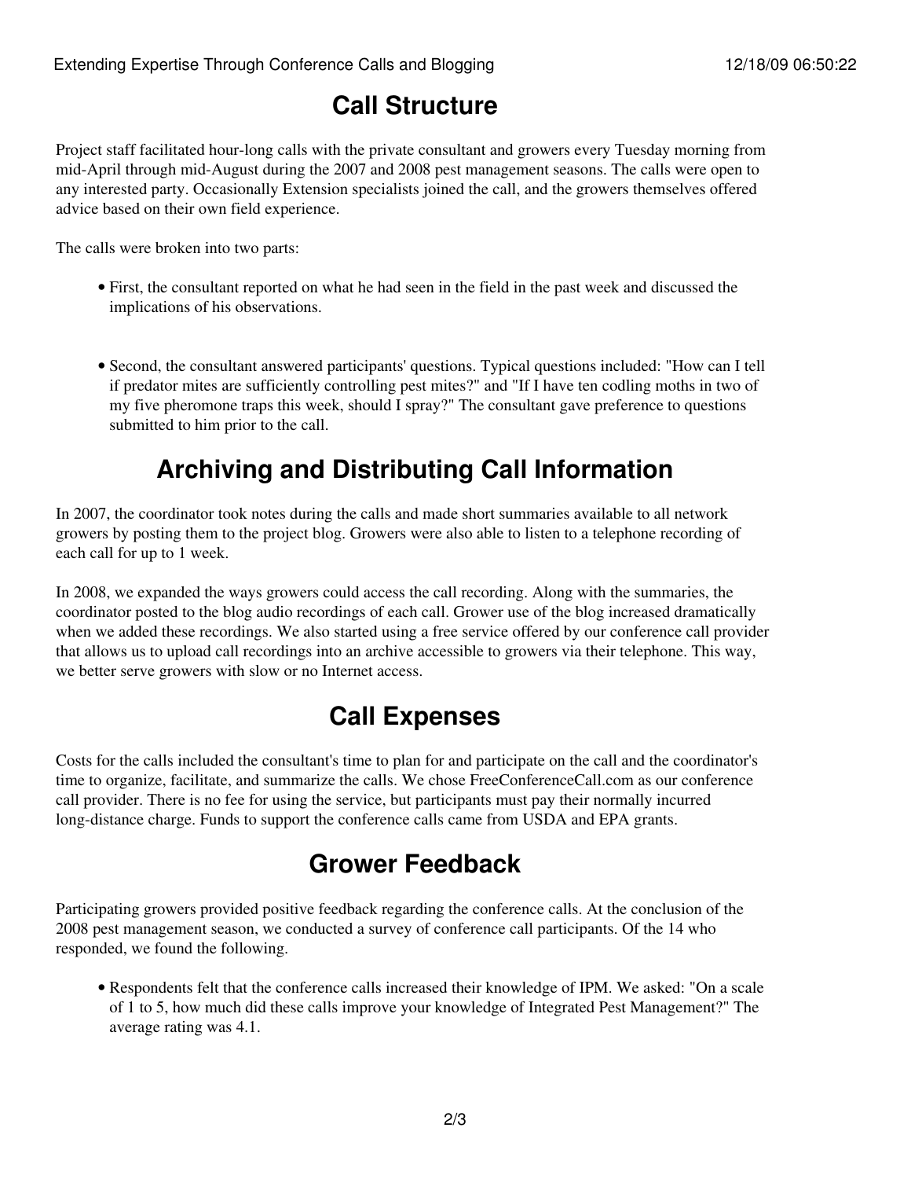## Call Structure

Project staff facilitated hour-long calls with the private consultant and growers every Tuesday morning from mid-April through mid-August during the 2007 and 2008 pest management seasons. The calls were open to any interested party. Occasionally Extension specialists joined the call, and the growers themselves offered advice based on their own field experience.

The calls were broken into two parts:

- First, the consultant reported on what he had seen in the field in the past week and discussed the implications of his observations.
- Second, the consultant answered participants' questions. Typical questions included: "How can I tell if predator mites are sufficiently controlling pest mites?" and "If I have ten codling moths in two of my five pheromone traps this week, should I spray?" The consultant gave preference to questions submitted to him prior to the call.

## Archiving and Distributing Call Information

In 2007, the coordinator took notes during the calls and made short summaries available to all network growers by posting them to the project blog. Growers were also able to listen to a telephone recording of each call for up to 1 week.

In 2008, we expanded the ways growers could access the call recording. Along with the summaries, the coordinator posted to the blog audio recordings of each call. Grower use of the blog increased dramatically when we added these recordings. We also started using a free service offered by our conference call provider that allows us to upload call recordings into an archive accessible to growers via their telephone. This way, we better serve growers with slow or no Internet access.

## Call Expenses

Costs for the calls included the consultant's time to plan for and participate on the call and the coordinator's time to organize, facilitate, and summarize the calls. We chose FreeConferenceCall.com as our conference call provider. There is no fee for using the service, but participants must pay their normally incurred long-distance charge. Funds to support the conference calls came from USDA and EPA grants.

## Grower Feedback

Participating growers provided positive feedback regarding the conference calls. At the conclusion of the 2008 pest management season, we conducted a survey of conference call participants. Of the 14 who responded, we found the following.

- Respondents felt that the conference calls increased their knowledge of IPM. We asked: "On a scale of 1 to 5, how much did these calls improve your knowledge of Integrated Pest Management?" The average rating was 4.1.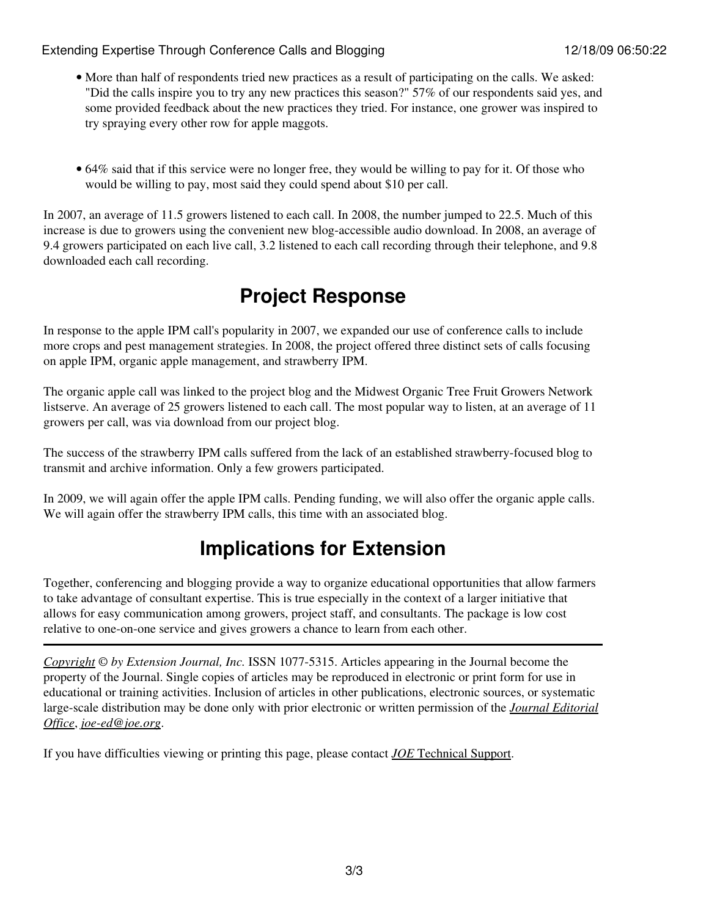- More than half of respondents tried new practices as a result of participating on the calls. We asked: "Did the calls inspire you to try any new practices this season?" 57% of our respondents said yes, and some provided feedback about the new practices they tried. For instance, one grower was inspired to try spraying every other row for apple maggots.

- 64% said that if this service were no longer free, they would be willing to pay for it. Of those who would be willing to pay, most said they could spend about $10 per call.

In 2007, an average of 11.5 growers listened to each call. In 2008, the number jumped to 22.5. Much of this increase is due to growers using the convenient new blog-accessible audio download. In 2008, an average of 9.4 growers participated on each live call, 3.2 listened to each call recording through their telephone, and 9.8 downloaded each call recording.

## Project Response

In response to the apple IPM call's popularity in 2007, we expanded our use of conference calls to include more crops and pest management strategies. In 2008, the project offered three distinct sets of calls focusing on apple IPM, organic apple management, and strawberry IPM.

The organic apple call was linked to the project blog and the Midwest Organic Tree Fruit Growers Network listserve. An average of 25 growers listened to each call. The most popular way to listen, at an average of 11 growers per call, was via download from our project blog.

The success of the strawberry IPM calls suffered from the lack of an established strawberry-focused blog to transmit and archive information. Only a few growers participated.

In 2009, we will again offer the apple IPM calls. Pending funding, we will also offer the organic apple calls. We will again offer the strawberry IPM calls, this time with an associated blog.

## Implications for Extension

Together, conferencing and blogging provide a way to organize educational opportunities that allow farmers to take advantage of consultant expertise. This is true especially in the context of a larger initiative that allows for easy communication among growers, project staff, and consultants. The package is low cost relative to one-on-one service and gives growers a chance to learn from each other.

---

*Copyright © by Extension Journal, Inc.* ISSN 1077-5315. Articles appearing in the Journal become the property of the Journal. Single copies of articles may be reproduced in electronic or print form for use in educational or training activities. Inclusion of articles in other publications, electronic sources, or systematic large-scale distribution may be done only with prior electronic or written permission of the *Journal Editorial Office*, *joe-ed@joe.org*.

If you have difficulties viewing or printing this page, please contact *JOE* Technical Support.